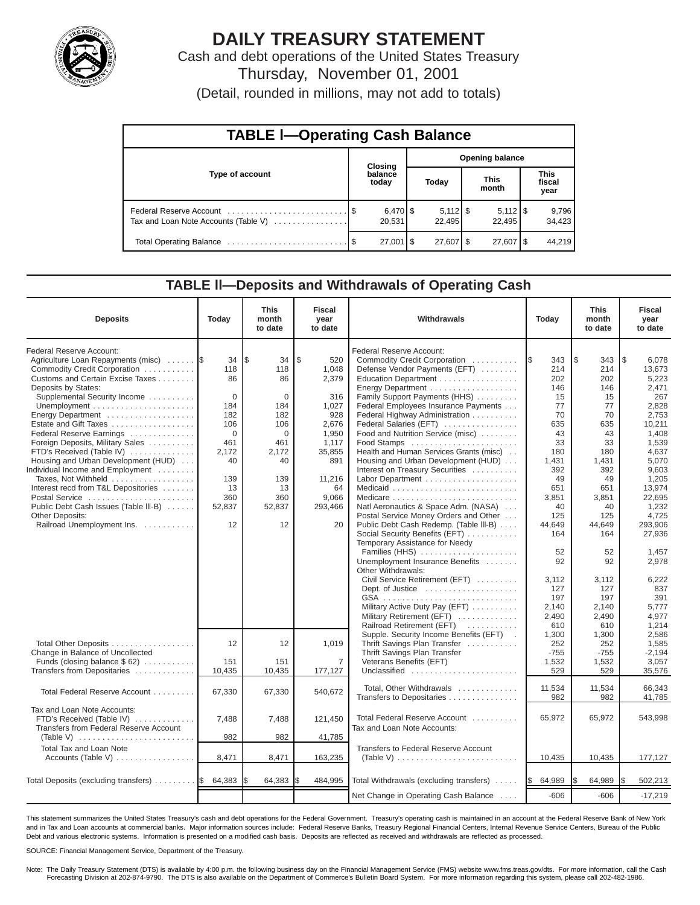# DAILY TREASURY STATEMENT

Cash and debt operations of the United States Treasury

Thursday, November 01, 2001

(Detail, rounded in millions, may not add to totals)

## TABLE I—Operating Cash Balance

| Type of account | Closing balance today | Opening balance: Today | Opening balance: This month | Opening balance: This fiscal year |
|---|---|---|---|---|
| Federal Reserve Account | $ 6,470 | $ 5,112 | $ 5,112 | $ 9,796 |
| Tax and Loan Note Accounts (Table V) | 20,531 | 22,495 | 22,495 | 34,423 |
| Total Operating Balance | $ 27,001 | $ 27,607 | $ 27,607 | $ 44,219 |

## TABLE II—Deposits and Withdrawals of Operating Cash

| Deposits | Today | This month to date | Fiscal year to date |
|---|---|---|---|
| Federal Reserve Account: | | | |
| Agriculture Loan Repayments (misc) | $ 34 | $ 34 | $ 520 |
| Commodity Credit Corporation | 118 | 118 | 1,048 |
| Customs and Certain Excise Taxes | 86 | 86 | 2,379 |
| Deposits by States: | | | |
| Supplemental Security Income | 0 | 0 | 316 |
| Unemployment | 184 | 184 | 1,027 |
| Energy Department | 182 | 182 | 928 |
| Estate and Gift Taxes | 106 | 106 | 2,676 |
| Federal Reserve Earnings | 0 | 0 | 1,950 |
| Foreign Deposits, Military Sales | 461 | 461 | 1,117 |
| FTD's Received (Table IV) | 2,172 | 2,172 | 35,855 |
| Housing and Urban Development (HUD) | 40 | 40 | 891 |
| Individual Income and Employment Taxes, Not Withheld | 139 | 139 | 11,216 |
| Interest recd from T&L Depositories | 13 | 13 | 64 |
| Postal Service | 360 | 360 | 9,066 |
| Public Debt Cash Issues (Table III-B) | 52,837 | 52,837 | 293,466 |
| Other Deposits: | | | |
| Railroad Unemployment Ins. | 12 | 12 | 20 |
| Total Other Deposits | 12 | 12 | 1,019 |
| Change in Balance of Uncollected Funds (closing balance $ 62) | 151 | 151 | 7 |
| Transfers from Depositaries | 10,435 | 10,435 | 177,127 |
| Total Federal Reserve Account | 67,330 | 67,330 | 540,672 |
| Tax and Loan Note Accounts: | | | |
| FTD's Received (Table IV) | 7,488 | 7,488 | 121,450 |
| Transfers from Federal Reserve Account (Table V) | 982 | 982 | 41,785 |
| Total Tax and Loan Note Accounts (Table V) | 8,471 | 8,471 | 163,235 |
| Total Deposits (excluding transfers) | $ 64,383 | $ 64,383 | $ 484,995 |

| Withdrawals | Today | This month to date | Fiscal year to date |
|---|---|---|---|
| Federal Reserve Account: | | | |
| Commodity Credit Corporation | $ 343 | $ 343 | $ 6,078 |
| Defense Vendor Payments (EFT) | 214 | 214 | 13,673 |
| Education Department | 202 | 202 | 5,223 |
| Energy Department | 146 | 146 | 2,471 |
| Family Support Payments (HHS) | 15 | 15 | 267 |
| Federal Employees Insurance Payments | 77 | 77 | 2,828 |
| Federal Highway Administration | 70 | 70 | 2,753 |
| Federal Salaries (EFT) | 635 | 635 | 10,211 |
| Food and Nutrition Service (misc) | 43 | 43 | 1,408 |
| Food Stamps | 33 | 33 | 1,539 |
| Health and Human Services Grants (misc) | 180 | 180 | 4,637 |
| Housing and Urban Development (HUD) | 1,431 | 1,431 | 5,070 |
| Interest on Treasury Securities | 392 | 392 | 9,603 |
| Labor Department | 49 | 49 | 1,205 |
| Medicaid | 651 | 651 | 13,974 |
| Medicare | 3,851 | 3,851 | 22,695 |
| Natl Aeronautics & Space Adm. (NASA) | 40 | 40 | 1,232 |
| Postal Service Money Orders and Other | 125 | 125 | 4,725 |
| Public Debt Cash Redemp. (Table III-B) | 44,649 | 44,649 | 293,906 |
| Social Security Benefits (EFT) | 164 | 164 | 27,936 |
| Temporary Assistance for Needy Families (HHS) | 52 | 52 | 1,457 |
| Unemployment Insurance Benefits | 92 | 92 | 2,978 |
| Other Withdrawals: | | | |
| Civil Service Retirement (EFT) | 3,112 | 3,112 | 6,222 |
| Dept. of Justice | 127 | 127 | 837 |
| GSA | 197 | 197 | 391 |
| Military Active Duty Pay (EFT) | 2,140 | 2,140 | 5,777 |
| Military Retirement (EFT) | 2,490 | 2,490 | 4,977 |
| Railroad Retirement (EFT) | 610 | 610 | 1,214 |
| Supple. Security Income Benefits (EFT) | 1,300 | 1,300 | 2,586 |
| Thrift Savings Plan Transfer | 252 | 252 | 1,585 |
| Thrift Savings Plan Transfer | -755 | -755 | -2,194 |
| Veterans Benefits (EFT) | 1,532 | 1,532 | 3,057 |
| Unclassified | 529 | 529 | 35,576 |
| Total, Other Withdrawals | 11,534 | 11,534 | 66,343 |
| Transfers to Depositaries | 982 | 982 | 41,785 |
| Total Federal Reserve Account | 65,972 | 65,972 | 543,998 |
| Tax and Loan Note Accounts: | | | |
| Transfers to Federal Reserve Account (Table V) | 10,435 | 10,435 | 177,127 |
| Total Withdrawals (excluding transfers) | $ 64,989 | $ 64,989 | $ 502,213 |
| Net Change in Operating Cash Balance | -606 | -606 | -17,219 |

This statement summarizes the United States Treasury's cash and debt operations for the Federal Government. Treasury's operating cash is maintained in an account at the Federal Reserve Bank of New York and in Tax and Loan accounts at commercial banks. Major information sources include: Federal Reserve Banks, Treasury Regional Financial Centers, Internal Revenue Service Centers, Bureau of the Public Debt and various electronic systems. Information is presented on a modified cash basis. Deposits are reflected as received and withdrawals are reflected as processed.

SOURCE: Financial Management Service, Department of the Treasury.

Note: The Daily Treasury Statement (DTS) is available by 4:00 p.m. the following business day on the Financial Management Service (FMS) website www.fms.treas.gov/dts. For more information, call the Cash Forecasting Division at 202-874-9790. The DTS is also available on the Department of Commerce's Bulletin Board System. For more information regarding this system, please call 202-482-1986.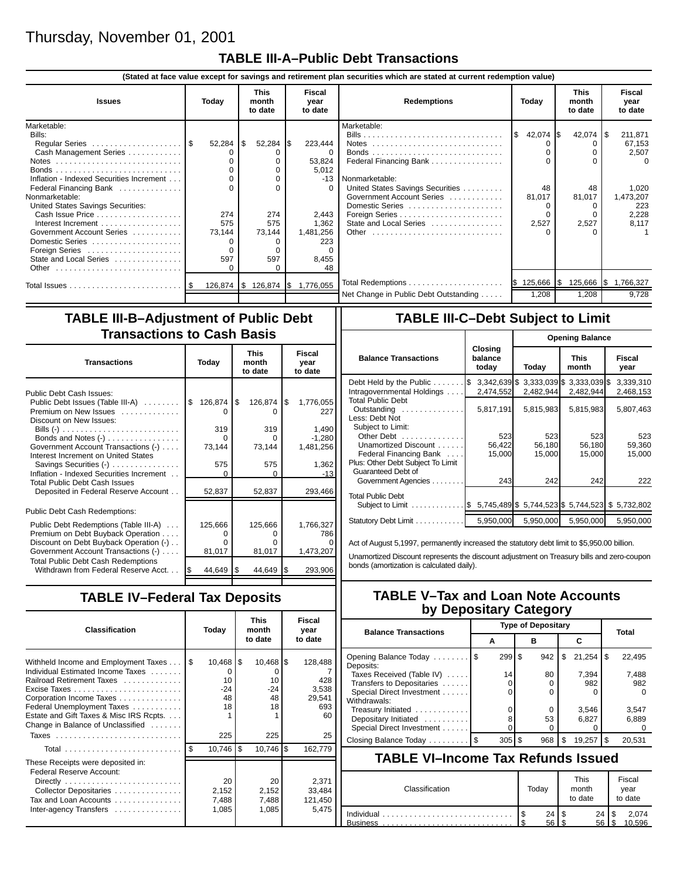Thursday, November 01, 2001

## TABLE III-A–Public Debt Transactions

(Stated at face value except for savings and retirement plan securities which are stated at current redemption value)

| Issues | Today | This month to date | Fiscal year to date |
|---|---|---|---|
| Marketable: | | | |
| Bills: | | | |
| Regular Series | $ 52,284 | $ 52,284 | $ 223,444 |
| Cash Management Series | 0 | 0 | 0 |
| Notes | 0 | 0 | 53,824 |
| Bonds | 0 | 0 | 5,012 |
| Inflation - Indexed Securities Increment | 0 | 0 | -13 |
| Federal Financing Bank | 0 | 0 | 0 |
| Nonmarketable: | | | |
| United States Savings Securities: | | | |
| Cash Issue Price | 274 | 274 | 2,443 |
| Interest Increment | 575 | 575 | 1,362 |
| Government Account Series | 73,144 | 73,144 | 1,481,256 |
| Domestic Series | 0 | 0 | 223 |
| Foreign Series | 0 | 0 | 0 |
| State and Local Series | 597 | 597 | 8,455 |
| Other | 0 | 0 | 48 |
| Total Issues | $ 126,874 | $ 126,874 | $ 1,776,055 |

| Redemptions | Today | This month to date | Fiscal year to date |
|---|---|---|---|
| Marketable: | | | |
| Bills | $ 42,074 | $ 42,074 | $ 211,871 |
| Notes | 0 | 0 | 67,153 |
| Bonds | 0 | 0 | 2,507 |
| Federal Financing Bank | 0 | 0 | 0 |
| Nonmarketable: | | | |
| United States Savings Securities | 48 | 48 | 1,020 |
| Government Account Series | 81,017 | 81,017 | 1,473,207 |
| Domestic Series | 0 | 0 | 223 |
| Foreign Series | 0 | 0 | 2,228 |
| State and Local Series | 2,527 | 2,527 | 8,117 |
| Other | 0 | 0 | 1 |
| Total Redemptions | $ 125,666 | $ 125,666 | $ 1,766,327 |
| Net Change in Public Debt Outstanding | 1,208 | 1,208 | 9,728 |

## TABLE III-B–Adjustment of Public Debt Transactions to Cash Basis

| Transactions | Today | This month to date | Fiscal year to date |
|---|---|---|---|
| Public Debt Cash Issues: | | | |
| Public Debt Issues (Table III-A) | $ 126,874 | $ 126,874 | $ 1,776,055 |
| Premium on New Issues | 0 | 0 | 227 |
| Discount on New Issues: | | | |
| Bills (-) | 319 | 319 | 1,490 |
| Bonds and Notes (-) | 0 | 0 | -1,280 |
| Government Account Transactions (-) | 73,144 | 73,144 | 1,481,256 |
| Interest Increment on United States Savings Securities (-) | 575 | 575 | 1,362 |
| Inflation - Indexed Securities Increment | 0 | 0 | -13 |
| Total Public Debt Cash Issues Deposited in Federal Reserve Account | 52,837 | 52,837 | 293,466 |
| Public Debt Cash Redemptions: | | | |
| Public Debt Redemptions (Table III-A) | 125,666 | 125,666 | 1,766,327 |
| Premium on Debt Buyback Operation | 0 | 0 | 786 |
| Discount on Debt Buyback Operation (-) | 0 | 0 | 0 |
| Government Account Transactions (-) | 81,017 | 81,017 | 1,473,207 |
| Total Public Debt Cash Redemptions Withdrawn from Federal Reserve Acct. | $ 44,649 | $ 44,649 | $ 293,906 |

## TABLE III-C–Debt Subject to Limit

| Balance Transactions | Closing balance today | Opening Balance Today | Opening Balance This month | Opening Balance Fiscal year |
|---|---|---|---|---|
| Debt Held by the Public | $ 3,342,639 | $ 3,333,039 | $ 3,333,039 | $ 3,339,310 |
| Intragovernmental Holdings | 2,474,552 | 2,482,944 | 2,482,944 | 2,468,153 |
| Total Public Debt Outstanding | 5,817,191 | 5,815,983 | 5,815,983 | 5,807,463 |
| Less: Debt Not Subject to Limit: | | | | |
| Other Debt | 523 | 523 | 523 | 523 |
| Unamortized Discount | 56,422 | 56,180 | 56,180 | 59,360 |
| Federal Financing Bank | 15,000 | 15,000 | 15,000 | 15,000 |
| Plus: Other Debt Subject to Limit Guaranteed Debt of Government Agencies | 243 | 242 | 242 | 222 |
| Total Public Debt Subject to Limit | $ 5,745,489 | $ 5,744,523 | $ 5,744,523 | $ 5,732,802 |
| Statutory Debt Limit | 5,950,000 | 5,950,000 | 5,950,000 | 5,950,000 |

Act of August 5,1997, permanently increased the statutory debt limit to $5,950.00 billion.

Unamortized Discount represents the discount adjustment on Treasury bills and zero-coupon bonds (amortization is calculated daily).

## TABLE IV–Federal Tax Deposits

| Classification | Today | This month to date | Fiscal year to date |
|---|---|---|---|
| Withheld Income and Employment Taxes | $ 10,468 | $ 10,468 | $ 128,488 |
| Individual Estimated Income Taxes | 0 | 0 | 7 |
| Railroad Retirement Taxes | 10 | 10 | 428 |
| Excise Taxes | -24 | -24 | 3,538 |
| Corporation Income Taxes | 48 | 48 | 29,541 |
| Federal Unemployment Taxes | 18 | 18 | 693 |
| Estate and Gift Taxes & Misc IRS Rcpts. | 1 | 1 | 60 |
| Change in Balance of Unclassified Taxes | 225 | 225 | 25 |
| Total | $ 10,746 | $ 10,746 | $ 162,779 |
| These Receipts were deposited in: | | | |
| Federal Reserve Account: | | | |
| Directly | 20 | 20 | 2,371 |
| Collector Depositaries | 2,152 | 2,152 | 33,484 |
| Tax and Loan Accounts | 7,488 | 7,488 | 121,450 |
| Inter-agency Transfers | 1,085 | 1,085 | 5,475 |

## TABLE V–Tax and Loan Note Accounts by Depositary Category

| Balance Transactions | Type of Depositary A | Type of Depositary B | Type of Depositary C | Total |
|---|---|---|---|---|
| Opening Balance Today | $ 299 | $ 942 | $ 21,254 | $ 22,495 |
| Deposits: | | | | |
| Taxes Received (Table IV) | 14 | 80 | 7,394 | 7,488 |
| Transfers to Depositaries | 0 | 0 | 982 | 982 |
| Special Direct Investment | 0 | 0 | 0 | 0 |
| Withdrawals: | | | | |
| Treasury Initiated | 0 | 0 | 3,546 | 3,547 |
| Depositary Initiated | 8 | 53 | 6,827 | 6,889 |
| Special Direct Investment | 0 | 0 | 0 | 0 |
| Closing Balance Today | $ 305 | $ 968 | $ 19,257 | $ 20,531 |

## TABLE VI–Income Tax Refunds Issued

| Classification | Today | This month to date | Fiscal year to date |
|---|---|---|---|
| Individual | $ 24 | $ 24 | $ 2,074 |
| Business | $ 56 | $ 56 | $ 10,596 |